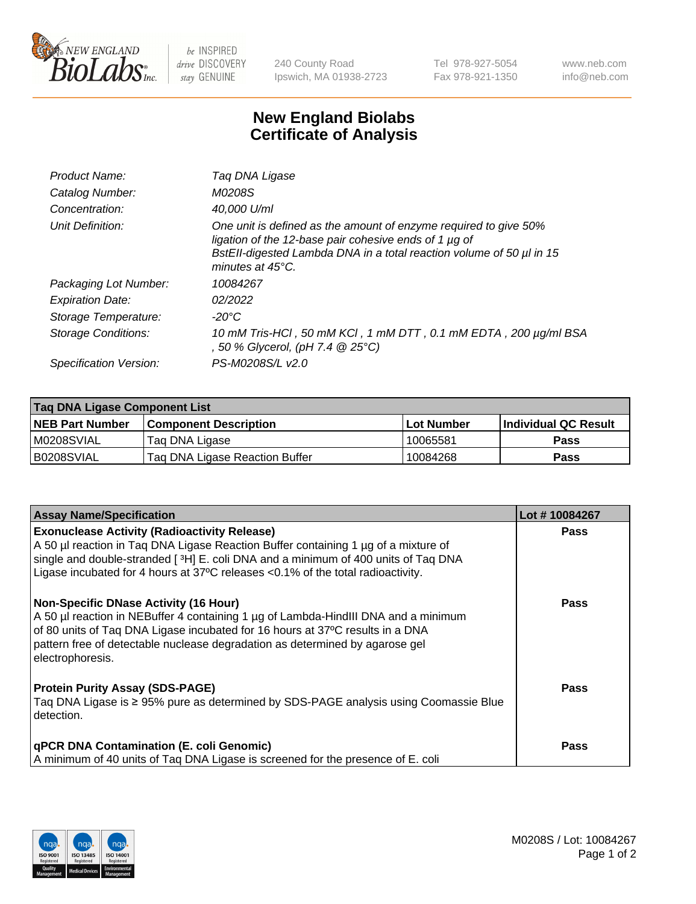# New England Biolabs Certificate of Analysis

| | |
|---|---|
| *Product Name:* | *Taq DNA Ligase* |
| *Catalog Number:* | *M0208S* |
| *Concentration:* | *40,000 U/ml* |
| *Unit Definition:* | *One unit is defined as the amount of enzyme required to give 50% ligation of the 12-base pair cohesive ends of 1 µg of BstEII-digested Lambda DNA in a total reaction volume of 50 µl in 15 minutes at 45°C.* |
| *Packaging Lot Number:* | *10084267* |
| *Expiration Date:* | *02/2022* |
| *Storage Temperature:* | *-20°C* |
| *Storage Conditions:* | *10 mM Tris-HCl , 50 mM KCl , 1 mM DTT , 0.1 mM EDTA , 200 µg/ml BSA , 50 % Glycerol, (pH 7.4 @ 25°C)* |
| *Specification Version:* | *PS-M0208S/L v2.0* |

| Taq DNA Ligase Component List | | | |
|---|---|---|---|
| **NEB Part Number** | **Component Description** | **Lot Number** | **Individual QC Result** |
| M0208SVIAL | Taq DNA Ligase | 10065581 | **Pass** |
| B0208SVIAL | Taq DNA Ligase Reaction Buffer | 10084268 | **Pass** |

| Assay Name/Specification | Lot # 10084267 |
|---|---|
| **Exonuclease Activity (Radioactivity Release)**<br>A 50 µl reaction in Taq DNA Ligase Reaction Buffer containing 1 µg of a mixture of single and double-stranded [ $^3$H] E. coli DNA and a minimum of 400 units of Taq DNA Ligase incubated for 4 hours at 37ºC releases <0.1% of the total radioactivity. | **Pass** |
| **Non-Specific DNase Activity (16 Hour)**<br>A 50 µl reaction in NEBuffer 4 containing 1 µg of Lambda-HindIII DNA and a minimum of 80 units of Taq DNA Ligase incubated for 16 hours at 37ºC results in a DNA pattern free of detectable nuclease degradation as determined by agarose gel electrophoresis. | **Pass** |
| **Protein Purity Assay (SDS-PAGE)**<br>Taq DNA Ligase is ≥ 95% pure as determined by SDS-PAGE analysis using Coomassie Blue detection. | **Pass** |
| **qPCR DNA Contamination (E. coli Genomic)**<br>A minimum of 40 units of Taq DNA Ligase is screened for the presence of E. coli | **Pass** |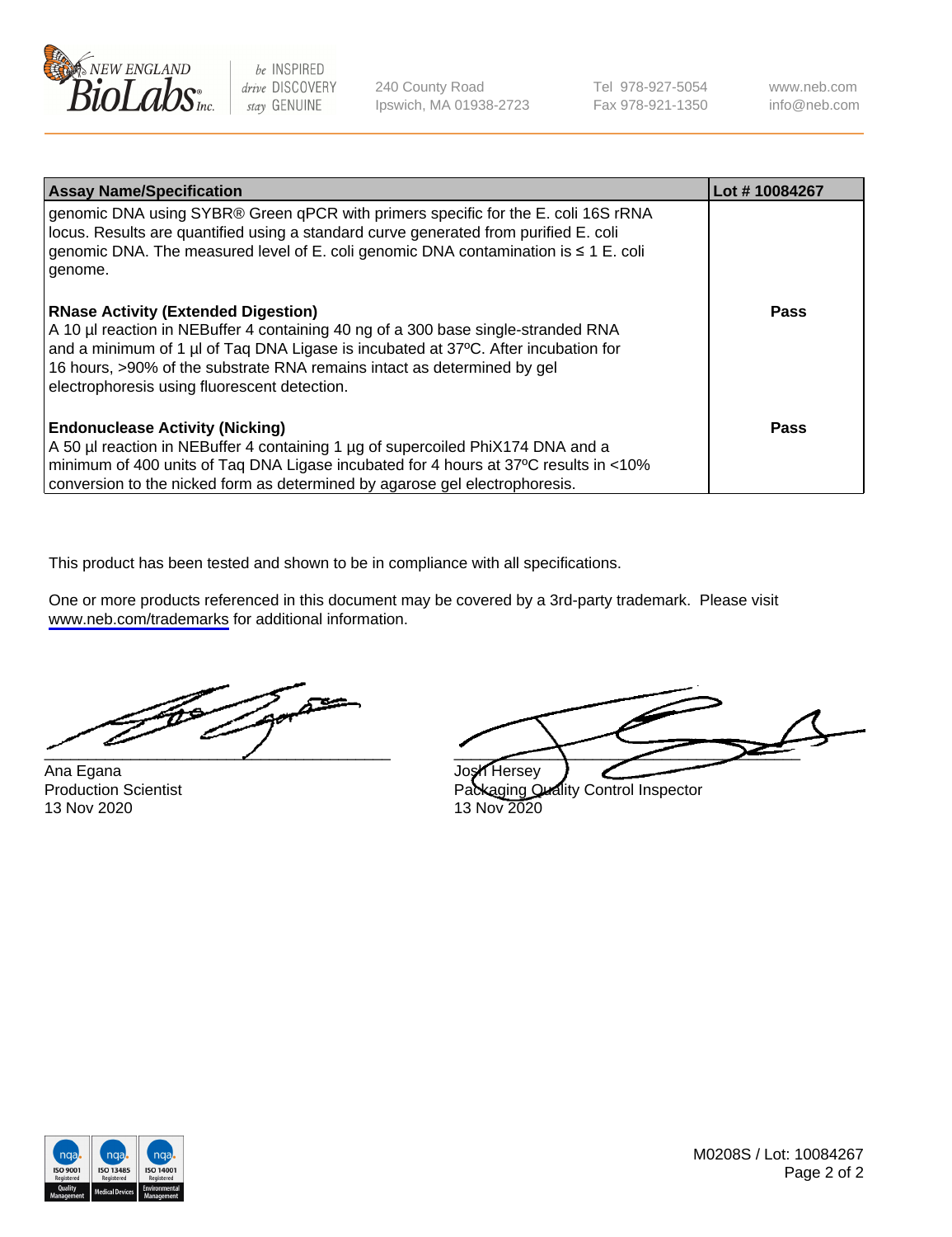| Assay Name/Specification | Lot # 10084267 |
|---|---|
| genomic DNA using SYBR® Green qPCR with primers specific for the E. coli 16S rRNA locus. Results are quantified using a standard curve generated from purified E. coli genomic DNA. The measured level of E. coli genomic DNA contamination is ≤ 1 E. coli genome. | |
| **RNase Activity (Extended Digestion)**<br>A 10 µl reaction in NEBuffer 4 containing 40 ng of a 300 base single-stranded RNA and a minimum of 1 µl of Taq DNA Ligase is incubated at 37ºC. After incubation for 16 hours, >90% of the substrate RNA remains intact as determined by gel electrophoresis using fluorescent detection. | **Pass** |
| **Endonuclease Activity (Nicking)**<br>A 50 µl reaction in NEBuffer 4 containing 1 µg of supercoiled PhiX174 DNA and a minimum of 400 units of Taq DNA Ligase incubated for 4 hours at 37ºC results in <10% conversion to the nicked form as determined by agarose gel electrophoresis. | **Pass** |

This product has been tested and shown to be in compliance with all specifications.

One or more products referenced in this document may be covered by a 3rd-party trademark. Please visit www.neb.com/trademarks for additional information.

Ana Egana
Production Scientist
13 Nov 2020

Josh Hersey
Packaging Quality Control Inspector
13 Nov 2020

M0208S / Lot: 10084267